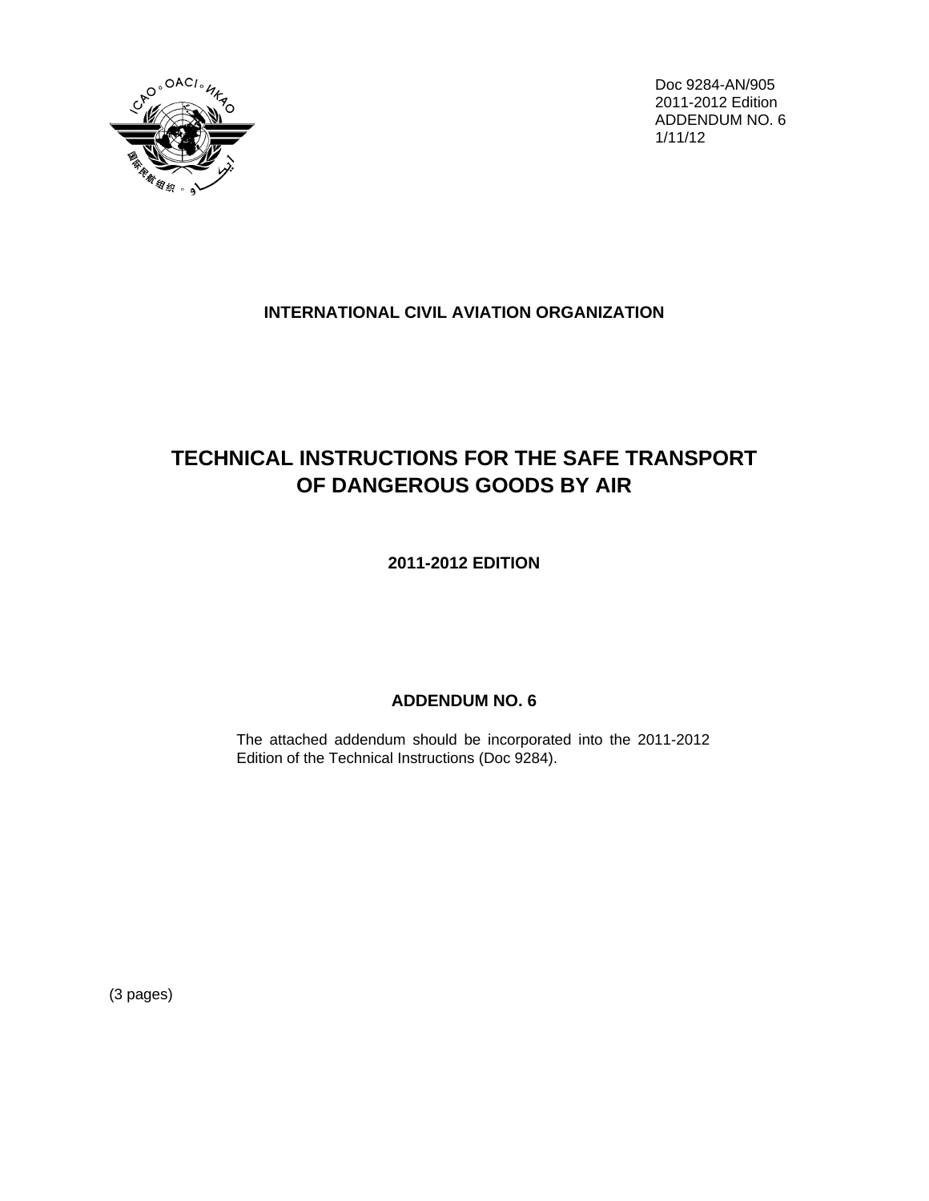Doc 9284-AN/905
2011-2012 Edition
ADDENDUM NO. 6
1/11/12

**INTERNATIONAL CIVIL AVIATION ORGANIZATION**

# TECHNICAL INSTRUCTIONS FOR THE SAFE TRANSPORT OF DANGEROUS GOODS BY AIR

**2011-2012 EDITION**

## ADDENDUM NO. 6

The attached addendum should be incorporated into the 2011-2012 Edition of the Technical Instructions (Doc 9284).

(3 pages)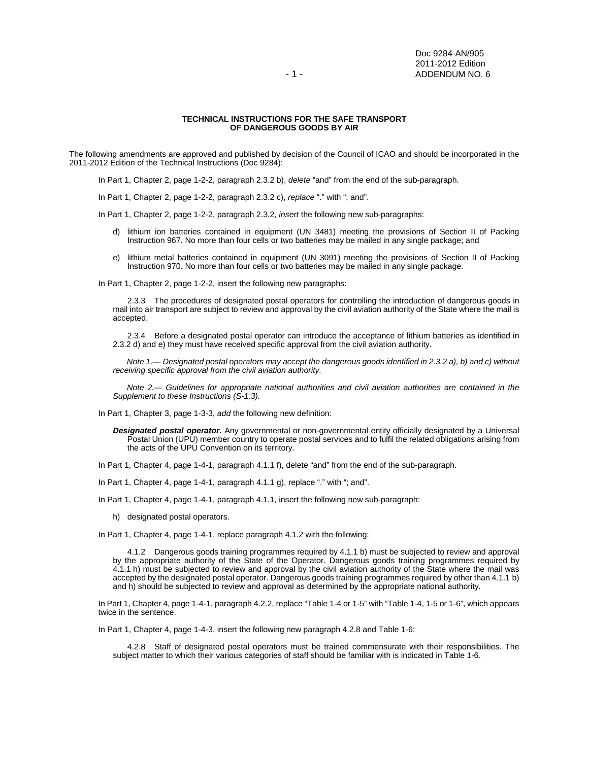**TECHNICAL INSTRUCTIONS FOR THE SAFE TRANSPORT OF DANGEROUS GOODS BY AIR**

The following amendments are approved and published by decision of the Council of ICAO and should be incorporated in the 2011-2012 Edition of the Technical Instructions (Doc 9284):

In Part 1, Chapter 2, page 1-2-2, paragraph 2.3.2 b), *delete* "and" from the end of the sub-paragraph.

In Part 1, Chapter 2, page 1-2-2, paragraph 2.3.2 c), *replace* "." with "; and".

In Part 1, Chapter 2, page 1-2-2, paragraph 2.3.2, *insert* the following new sub-paragraphs:

d) lithium ion batteries contained in equipment (UN 3481) meeting the provisions of Section II of Packing Instruction 967. No more than four cells or two batteries may be mailed in any single package; and

e) lithium metal batteries contained in equipment (UN 3091) meeting the provisions of Section II of Packing Instruction 970. No more than four cells or two batteries may be mailed in any single package.

In Part 1, Chapter 2, page 1-2-2, insert the following new paragraphs:

2.3.3 The procedures of designated postal operators for controlling the introduction of dangerous goods in mail into air transport are subject to review and approval by the civil aviation authority of the State where the mail is accepted.

2.3.4 Before a designated postal operator can introduce the acceptance of lithium batteries as identified in 2.3.2 d) and e) they must have received specific approval from the civil aviation authority.

*Note 1.— Designated postal operators may accept the dangerous goods identified in 2.3.2 a), b) and c) without receiving specific approval from the civil aviation authority.*

*Note 2.— Guidelines for appropriate national authorities and civil aviation authorities are contained in the Supplement to these Instructions (S-1;3).*

In Part 1, Chapter 3, page 1-3-3, *add* the following new definition:

***Designated postal operator.*** Any governmental or non-governmental entity officially designated by a Universal Postal Union (UPU) member country to operate postal services and to fulfil the related obligations arising from the acts of the UPU Convention on its territory.

In Part 1, Chapter 4, page 1-4-1, paragraph 4.1.1 f), delete "and" from the end of the sub-paragraph.

In Part 1, Chapter 4, page 1-4-1, paragraph 4.1.1 g), replace "." with "; and".

In Part 1, Chapter 4, page 1-4-1, paragraph 4.1.1, insert the following new sub-paragraph:

h) designated postal operators.

In Part 1, Chapter 4, page 1-4-1, replace paragraph 4.1.2 with the following:

4.1.2 Dangerous goods training programmes required by 4.1.1 b) must be subjected to review and approval by the appropriate authority of the State of the Operator. Dangerous goods training programmes required by 4.1.1 h) must be subjected to review and approval by the civil aviation authority of the State where the mail was accepted by the designated postal operator. Dangerous goods training programmes required by other than 4.1.1 b) and h) should be subjected to review and approval as determined by the appropriate national authority.

In Part 1, Chapter 4, page 1-4-1, paragraph 4.2.2, replace "Table 1-4 or 1-5" with "Table 1-4, 1-5 or 1-6", which appears twice in the sentence.

In Part 1, Chapter 4, page 1-4-3, insert the following new paragraph 4.2.8 and Table 1-6:

4.2.8 Staff of designated postal operators must be trained commensurate with their responsibilities. The subject matter to which their various categories of staff should be familiar with is indicated in Table 1-6.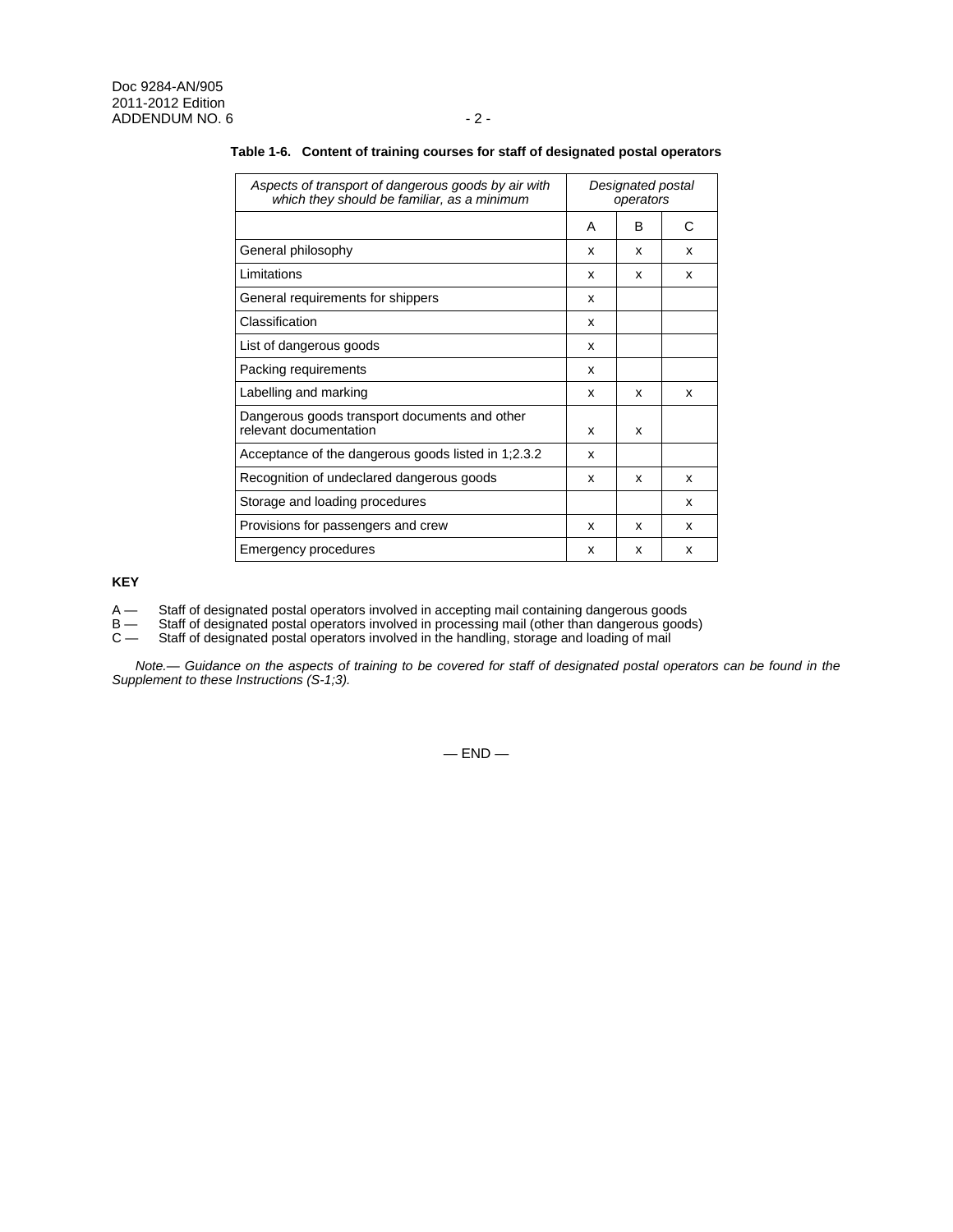**Table 1-6. Content of training courses for staff of designated postal operators**

| *Aspects of transport of dangerous goods by air with which they should be familiar, as a minimum* | *Designated postal operators* | | |
|---|---|---|---|
| | A | B | C |
| General philosophy | x | x | x |
| Limitations | x | x | x |
| General requirements for shippers | x | | |
| Classification | x | | |
| List of dangerous goods | x | | |
| Packing requirements | x | | |
| Labelling and marking | x | x | x |
| Dangerous goods transport documents and other relevant documentation | x | x | |
| Acceptance of the dangerous goods listed in 1;2.3.2 | x | | |
| Recognition of undeclared dangerous goods | x | x | x |
| Storage and loading procedures | | | x |
| Provisions for passengers and crew | x | x | x |
| Emergency procedures | x | x | x |

**KEY**

A — Staff of designated postal operators involved in accepting mail containing dangerous goods
B — Staff of designated postal operators involved in processing mail (other than dangerous goods)
C — Staff of designated postal operators involved in the handling, storage and loading of mail

*Note.— Guidance on the aspects of training to be covered for staff of designated postal operators can be found in the Supplement to these Instructions (S-1;3).*

— END —